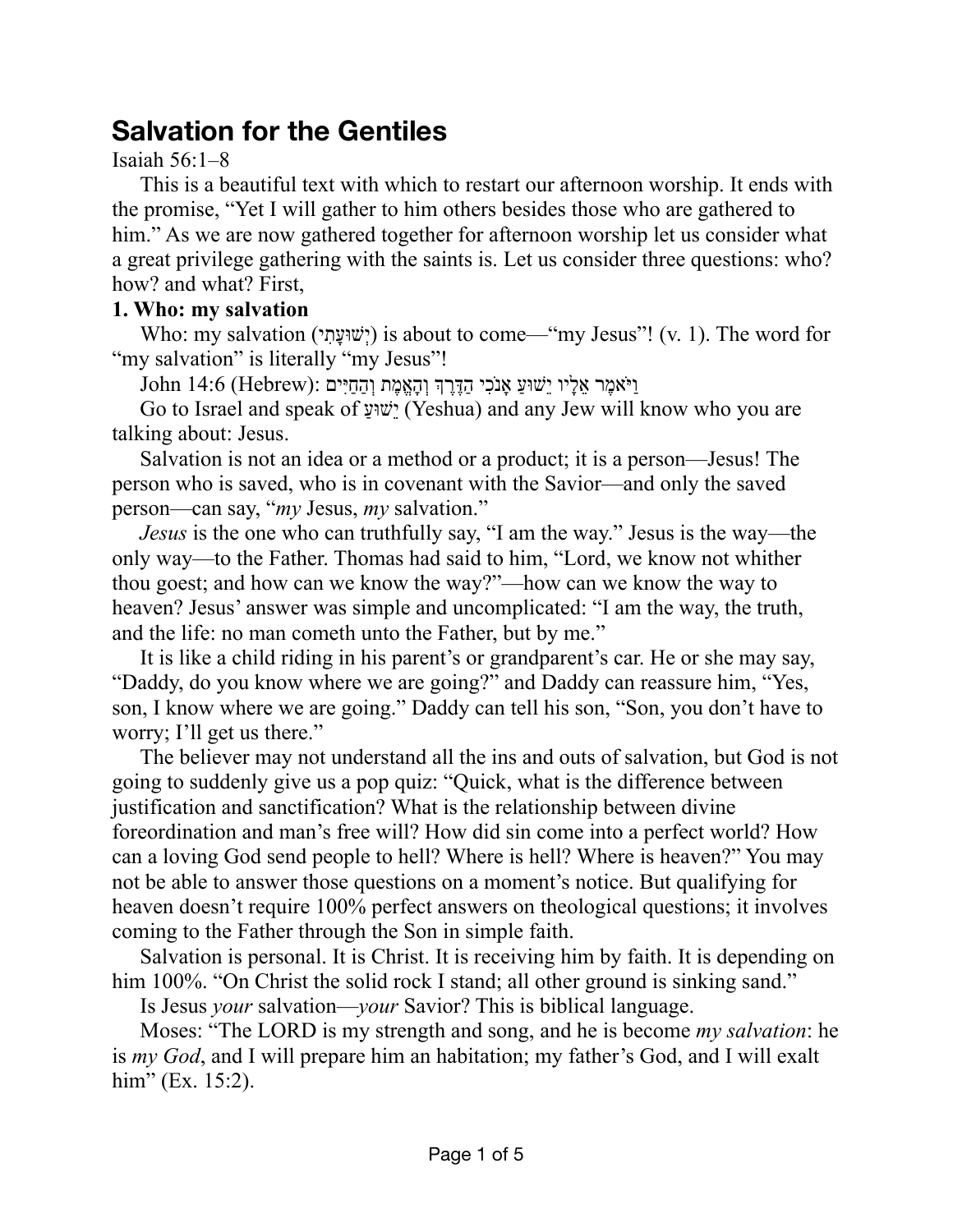# Salvation for the Gentiles

Isaiah 56:1–8

This is a beautiful text with which to restart our afternoon worship. It ends with the promise, "Yet I will gather to him others besides those who are gathered to him." As we are now gathered together for afternoon worship let us consider what a great privilege gathering with the saints is. Let us consider three questions: who? how? and what? First,

**1. Who: my salvation**

Who: my salvation (יְשׁוּעָתִי) is about to come—"my Jesus"! (v. 1). The word for "my salvation" is literally "my Jesus"!

John 14:6 (Hebrew): וַיֹּאמֶר אֵלָיו יֵשׁוּעַ אָנֹכִי הַדֶּרֶךְ וְהָאֱמֶת וְהַחַיִּים

Go to Israel and speak of יֵשׁוּעַ (Yeshua) and any Jew will know who you are talking about: Jesus.

Salvation is not an idea or a method or a product; it is a person—Jesus! The person who is saved, who is in covenant with the Savior—and only the saved person—can say, "*my* Jesus, *my* salvation."

*Jesus* is the one who can truthfully say, "I am the way." Jesus is the way—the only way—to the Father. Thomas had said to him, "Lord, we know not whither thou goest; and how can we know the way?"—how can we know the way to heaven? Jesus' answer was simple and uncomplicated: "I am the way, the truth, and the life: no man cometh unto the Father, but by me."

It is like a child riding in his parent's or grandparent's car. He or she may say, "Daddy, do you know where we are going?" and Daddy can reassure him, "Yes, son, I know where we are going." Daddy can tell his son, "Son, you don't have to worry; I'll get us there."

The believer may not understand all the ins and outs of salvation, but God is not going to suddenly give us a pop quiz: "Quick, what is the difference between justification and sanctification? What is the relationship between divine foreordination and man's free will? How did sin come into a perfect world? How can a loving God send people to hell? Where is hell? Where is heaven?" You may not be able to answer those questions on a moment's notice. But qualifying for heaven doesn't require 100% perfect answers on theological questions; it involves coming to the Father through the Son in simple faith.

Salvation is personal. It is Christ. It is receiving him by faith. It is depending on him 100%. "On Christ the solid rock I stand; all other ground is sinking sand."

Is Jesus *your* salvation—*your* Savior? This is biblical language.

Moses: "The LORD is my strength and song, and he is become *my salvation*: he is *my God*, and I will prepare him an habitation; my father's God, and I will exalt him" (Ex. 15:2).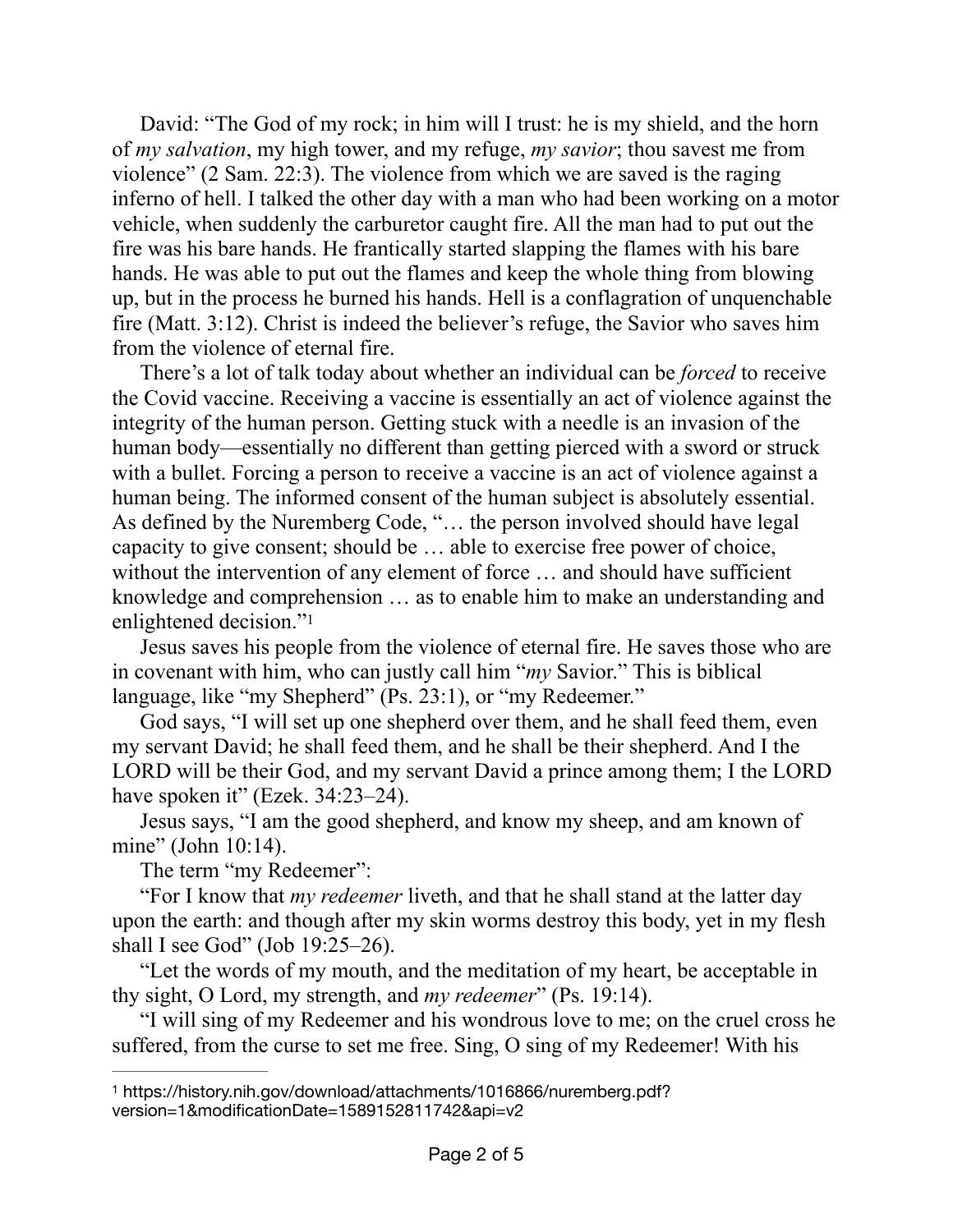David: "The God of my rock; in him will I trust: he is my shield, and the horn of *my salvation*, my high tower, and my refuge, *my savior*; thou savest me from violence" (2 Sam. 22:3). The violence from which we are saved is the raging inferno of hell. I talked the other day with a man who had been working on a motor vehicle, when suddenly the carburetor caught fire. All the man had to put out the fire was his bare hands. He frantically started slapping the flames with his bare hands. He was able to put out the flames and keep the whole thing from blowing up, but in the process he burned his hands. Hell is a conflagration of unquenchable fire (Matt. 3:12). Christ is indeed the believer's refuge, the Savior who saves him from the violence of eternal fire.

There's a lot of talk today about whether an individual can be *forced* to receive the Covid vaccine. Receiving a vaccine is essentially an act of violence against the integrity of the human person. Getting stuck with a needle is an invasion of the human body—essentially no different than getting pierced with a sword or struck with a bullet. Forcing a person to receive a vaccine is an act of violence against a human being. The informed consent of the human subject is absolutely essential. As defined by the Nuremberg Code, "… the person involved should have legal capacity to give consent; should be … able to exercise free power of choice, without the intervention of any element of force … and should have sufficient knowledge and comprehension … as to enable him to make an understanding and enlightened decision."[1]

Jesus saves his people from the violence of eternal fire. He saves those who are in covenant with him, who can justly call him "*my* Savior." This is biblical language, like "my Shepherd" (Ps. 23:1), or "my Redeemer."

God says, "I will set up one shepherd over them, and he shall feed them, even my servant David; he shall feed them, and he shall be their shepherd. And I the LORD will be their God, and my servant David a prince among them; I the LORD have spoken it" (Ezek. 34:23–24).

Jesus says, "I am the good shepherd, and know my sheep, and am known of mine" (John 10:14).

The term "my Redeemer":

"For I know that *my redeemer* liveth, and that he shall stand at the latter day upon the earth: and though after my skin worms destroy this body, yet in my flesh shall I see God" (Job 19:25–26).

"Let the words of my mouth, and the meditation of my heart, be acceptable in thy sight, O Lord, my strength, and *my redeemer*" (Ps. 19:14).

"I will sing of my Redeemer and his wondrous love to me; on the cruel cross he suffered, from the curse to set me free. Sing, O sing of my Redeemer! With his

---

[1] https://history.nih.gov/download/attachments/1016866/nuremberg.pdf?version=1&modificationDate=1589152811742&api=v2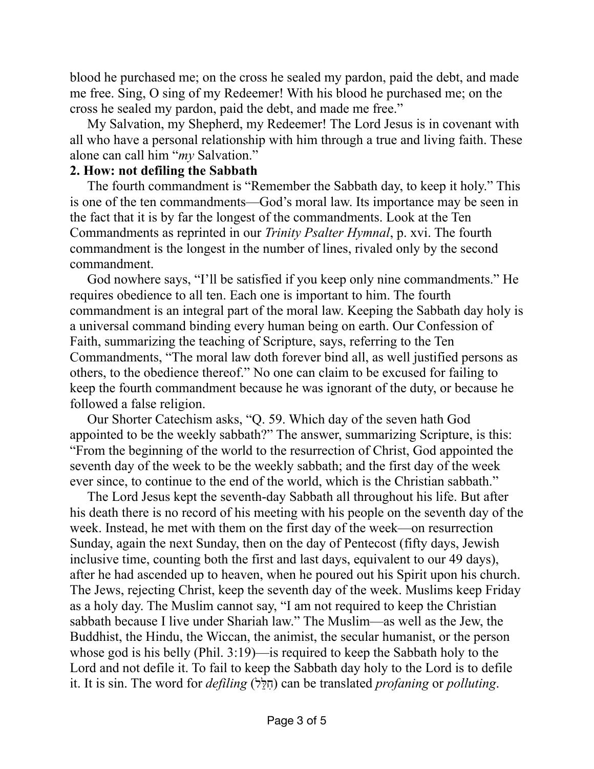blood he purchased me; on the cross he sealed my pardon, paid the debt, and made me free. Sing, O sing of my Redeemer! With his blood he purchased me; on the cross he sealed my pardon, paid the debt, and made me free."

My Salvation, my Shepherd, my Redeemer! The Lord Jesus is in covenant with all who have a personal relationship with him through a true and living faith. These alone can call him "*my* Salvation."

**2. How: not defiling the Sabbath**

The fourth commandment is "Remember the Sabbath day, to keep it holy." This is one of the ten commandments—God's moral law. Its importance may be seen in the fact that it is by far the longest of the commandments. Look at the Ten Commandments as reprinted in our *Trinity Psalter Hymnal*, p. xvi. The fourth commandment is the longest in the number of lines, rivaled only by the second commandment.

God nowhere says, "I'll be satisfied if you keep only nine commandments." He requires obedience to all ten. Each one is important to him. The fourth commandment is an integral part of the moral law. Keeping the Sabbath day holy is a universal command binding every human being on earth. Our Confession of Faith, summarizing the teaching of Scripture, says, referring to the Ten Commandments, "The moral law doth forever bind all, as well justified persons as others, to the obedience thereof." No one can claim to be excused for failing to keep the fourth commandment because he was ignorant of the duty, or because he followed a false religion.

Our Shorter Catechism asks, "Q. 59. Which day of the seven hath God appointed to be the weekly sabbath?" The answer, summarizing Scripture, is this: "From the beginning of the world to the resurrection of Christ, God appointed the seventh day of the week to be the weekly sabbath; and the first day of the week ever since, to continue to the end of the world, which is the Christian sabbath."

The Lord Jesus kept the seventh-day Sabbath all throughout his life. But after his death there is no record of his meeting with his people on the seventh day of the week. Instead, he met with them on the first day of the week—on resurrection Sunday, again the next Sunday, then on the day of Pentecost (fifty days, Jewish inclusive time, counting both the first and last days, equivalent to our 49 days), after he had ascended up to heaven, when he poured out his Spirit upon his church. The Jews, rejecting Christ, keep the seventh day of the week. Muslims keep Friday as a holy day. The Muslim cannot say, "I am not required to keep the Christian sabbath because I live under Shariah law." The Muslim—as well as the Jew, the Buddhist, the Hindu, the Wiccan, the animist, the secular humanist, or the person whose god is his belly (Phil. 3:19)—is required to keep the Sabbath holy to the Lord and not defile it. To fail to keep the Sabbath day holy to the Lord is to defile it. It is sin. The word for *defiling* (חִלֵּל) can be translated *profaning* or *polluting*.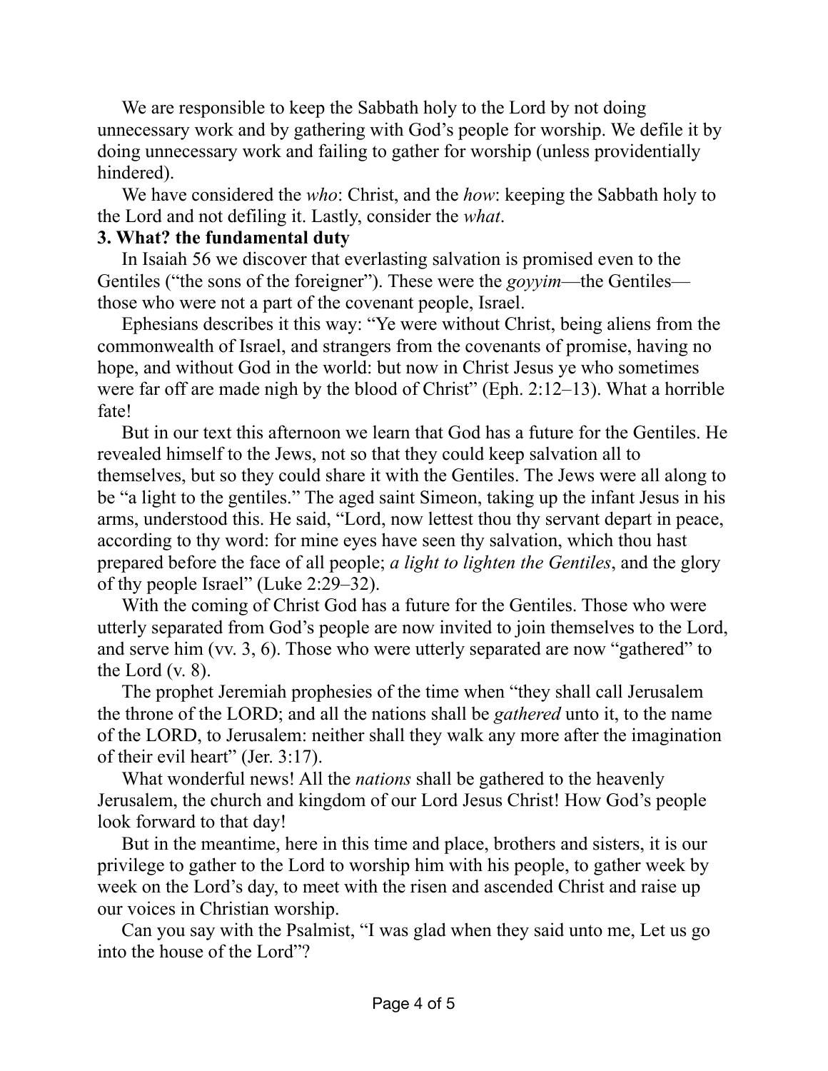We are responsible to keep the Sabbath holy to the Lord by not doing unnecessary work and by gathering with God's people for worship. We defile it by doing unnecessary work and failing to gather for worship (unless providentially hindered).

We have considered the *who*: Christ, and the *how*: keeping the Sabbath holy to the Lord and not defiling it. Lastly, consider the *what*.

**3. What? the fundamental duty**

In Isaiah 56 we discover that everlasting salvation is promised even to the Gentiles ("the sons of the foreigner"). These were the *goyyim*—the Gentiles—those who were not a part of the covenant people, Israel.

Ephesians describes it this way: "Ye were without Christ, being aliens from the commonwealth of Israel, and strangers from the covenants of promise, having no hope, and without God in the world: but now in Christ Jesus ye who sometimes were far off are made nigh by the blood of Christ" (Eph. 2:12–13). What a horrible fate!

But in our text this afternoon we learn that God has a future for the Gentiles. He revealed himself to the Jews, not so that they could keep salvation all to themselves, but so they could share it with the Gentiles. The Jews were all along to be "a light to the gentiles." The aged saint Simeon, taking up the infant Jesus in his arms, understood this. He said, "Lord, now lettest thou thy servant depart in peace, according to thy word: for mine eyes have seen thy salvation, which thou hast prepared before the face of all people; *a light to lighten the Gentiles*, and the glory of thy people Israel" (Luke 2:29–32).

With the coming of Christ God has a future for the Gentiles. Those who were utterly separated from God's people are now invited to join themselves to the Lord, and serve him (vv. 3, 6). Those who were utterly separated are now "gathered" to the Lord (v. 8).

The prophet Jeremiah prophesies of the time when "they shall call Jerusalem the throne of the LORD; and all the nations shall be *gathered* unto it, to the name of the LORD, to Jerusalem: neither shall they walk any more after the imagination of their evil heart" (Jer. 3:17).

What wonderful news! All the *nations* shall be gathered to the heavenly Jerusalem, the church and kingdom of our Lord Jesus Christ! How God's people look forward to that day!

But in the meantime, here in this time and place, brothers and sisters, it is our privilege to gather to the Lord to worship him with his people, to gather week by week on the Lord's day, to meet with the risen and ascended Christ and raise up our voices in Christian worship.

Can you say with the Psalmist, "I was glad when they said unto me, Let us go into the house of the Lord"?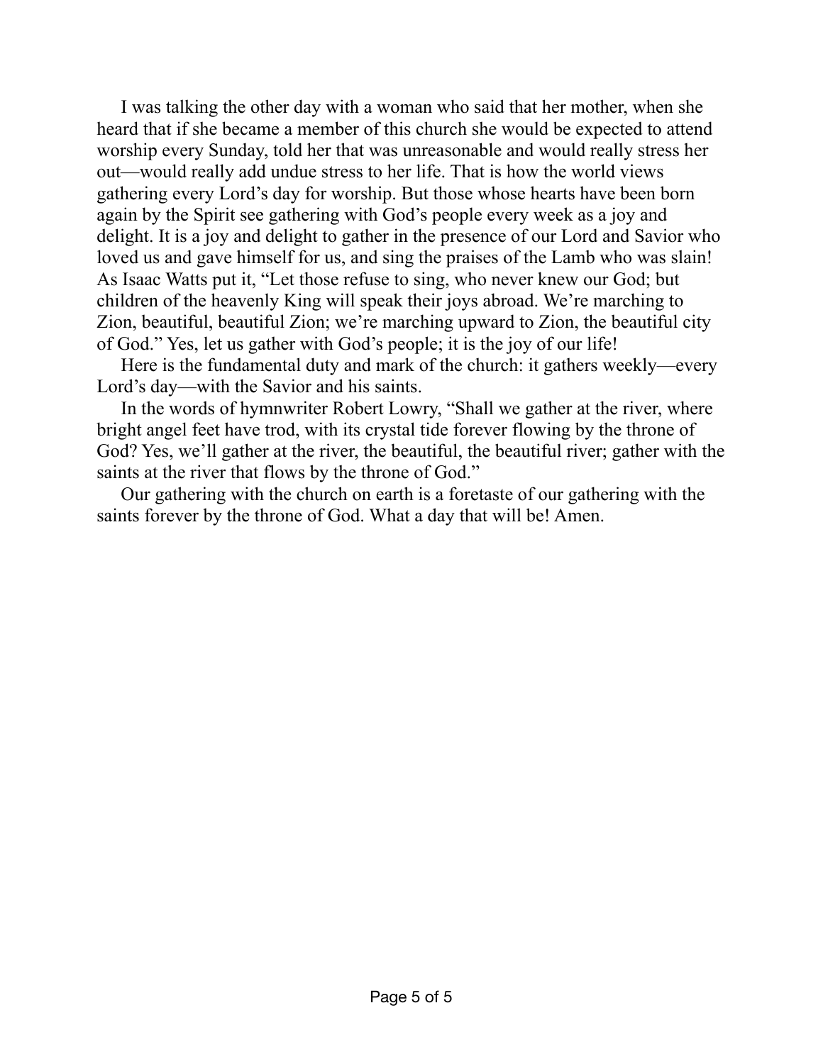I was talking the other day with a woman who said that her mother, when she heard that if she became a member of this church she would be expected to attend worship every Sunday, told her that was unreasonable and would really stress her out—would really add undue stress to her life. That is how the world views gathering every Lord's day for worship. But those whose hearts have been born again by the Spirit see gathering with God's people every week as a joy and delight. It is a joy and delight to gather in the presence of our Lord and Savior who loved us and gave himself for us, and sing the praises of the Lamb who was slain! As Isaac Watts put it, "Let those refuse to sing, who never knew our God; but children of the heavenly King will speak their joys abroad. We're marching to Zion, beautiful, beautiful Zion; we're marching upward to Zion, the beautiful city of God." Yes, let us gather with God's people; it is the joy of our life!

Here is the fundamental duty and mark of the church: it gathers weekly—every Lord's day—with the Savior and his saints.

In the words of hymnwriter Robert Lowry, "Shall we gather at the river, where bright angel feet have trod, with its crystal tide forever flowing by the throne of God? Yes, we'll gather at the river, the beautiful, the beautiful river; gather with the saints at the river that flows by the throne of God."

Our gathering with the church on earth is a foretaste of our gathering with the saints forever by the throne of God. What a day that will be! Amen.